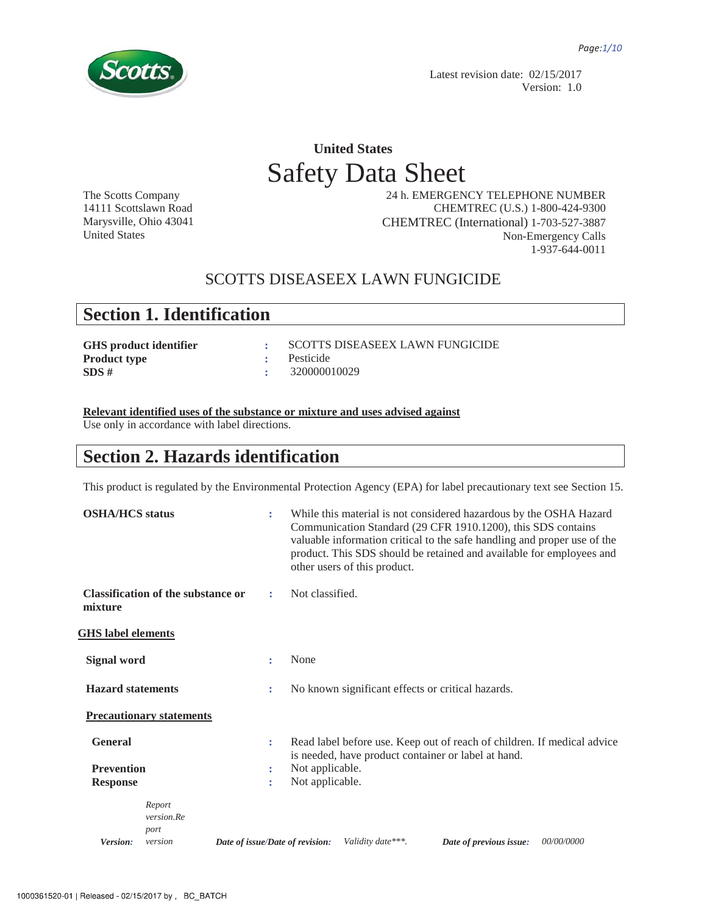Latest revision date: 02/15/2017
Version: 1.0

# United States
# Safety Data Sheet

The Scotts Company
14111 Scottslawn Road
Marysville, Ohio 43041
United States

24 h. EMERGENCY TELEPHONE NUMBER
CHEMTREC (U.S.) 1-800-424-9300
CHEMTREC (International) 1-703-527-3887
Non-Emergency Calls
1-937-644-0011

## SCOTTS DISEASEEX LAWN FUNGICIDE

## Section 1. Identification

**GHS product identifier** : SCOTTS DISEASEEX LAWN FUNGICIDE
**Product type** : Pesticide
**SDS #** : 320000010029

**Relevant identified uses of the substance or mixture and uses advised against**
Use only in accordance with label directions.

## Section 2. Hazards identification

This product is regulated by the Environmental Protection Agency (EPA) for label precautionary text see Section 15.

**OSHA/HCS status** : While this material is not considered hazardous by the OSHA Hazard Communication Standard (29 CFR 1910.1200), this SDS contains valuable information critical to the safe handling and proper use of the product. This SDS should be retained and available for employees and other users of this product.

**Classification of the substance or mixture** : Not classified.

**GHS label elements**

**Signal word** : None

**Hazard statements** : No known significant effects or critical hazards.

**Precautionary statements**

**General** : Read label before use. Keep out of reach of children. If medical advice is needed, have product container or label at hand.
**Prevention** : Not applicable.
**Response** : Not applicable.

*Version:* *Report version.Report version* *Date of issue/Date of revision:* *Validity date\*\*\*.* *Date of previous issue:* *00/00/0000*

1000361520-01 | Released - 02/15/2017 by , BC_BATCH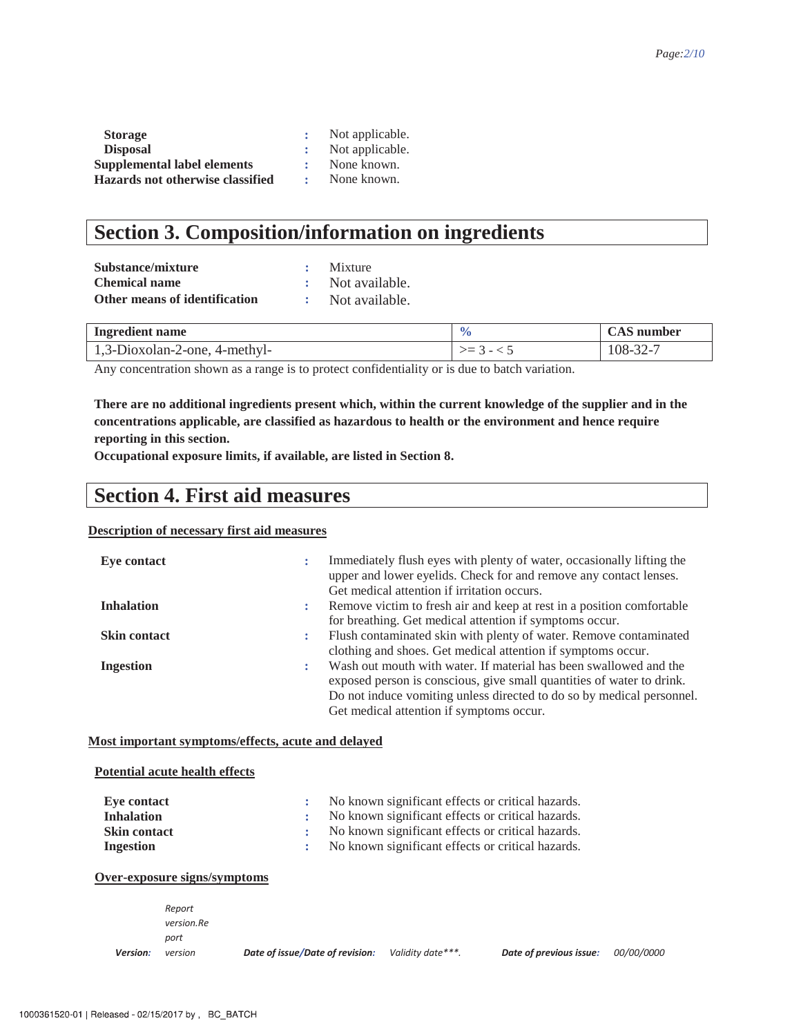**Storage** : Not applicable.

**Disposal** : Not applicable.

**Supplemental label elements** : None known.

**Hazards not otherwise classified** : None known.

## Section 3. Composition/information on ingredients

**Substance/mixture** : Mixture

**Chemical name** : Not available.

**Other means of identification** : Not available.

| Ingredient name | % | CAS number |
|---|---|---|
| 1,3-Dioxolan-2-one, 4-methyl- | >= 3 - < 5 | 108-32-7 |

Any concentration shown as a range is to protect confidentiality or is due to batch variation.

**There are no additional ingredients present which, within the current knowledge of the supplier and in the concentrations applicable, are classified as hazardous to health or the environment and hence require reporting in this section.**

**Occupational exposure limits, if available, are listed in Section 8.**

## Section 4. First aid measures

**Description of necessary first aid measures**

**Eye contact** : Immediately flush eyes with plenty of water, occasionally lifting the upper and lower eyelids. Check for and remove any contact lenses. Get medical attention if irritation occurs.

**Inhalation** : Remove victim to fresh air and keep at rest in a position comfortable for breathing. Get medical attention if symptoms occur.

**Skin contact** : Flush contaminated skin with plenty of water. Remove contaminated clothing and shoes. Get medical attention if symptoms occur.

**Ingestion** : Wash out mouth with water. If material has been swallowed and the exposed person is conscious, give small quantities of water to drink. Do not induce vomiting unless directed to do so by medical personnel. Get medical attention if symptoms occur.

**Most important symptoms/effects, acute and delayed**

**Potential acute health effects**

**Eye contact** : No known significant effects or critical hazards.

**Inhalation** : No known significant effects or critical hazards.

**Skin contact** : No known significant effects or critical hazards.

**Ingestion** : No known significant effects or critical hazards.

**Over-exposure signs/symptoms**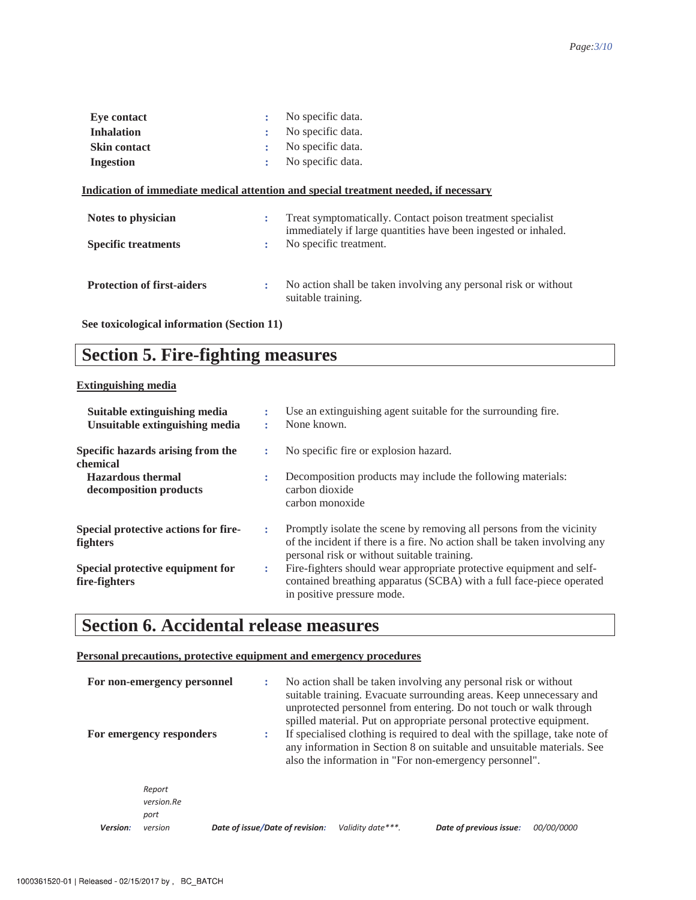| | | |
|---|---|---|
| **Eye contact** | : | No specific data. |
| **Inhalation** | : | No specific data. |
| **Skin contact** | : | No specific data. |
| **Ingestion** | : | No specific data. |

**Indication of immediate medical attention and special treatment needed, if necessary**

| | | |
|---|---|---|
| **Notes to physician** | : | Treat symptomatically. Contact poison treatment specialist immediately if large quantities have been ingested or inhaled. |
| **Specific treatments** | : | No specific treatment. |
| **Protection of first-aiders** | : | No action shall be taken involving any personal risk or without suitable training. |

**See toxicological information (Section 11)**

# Section 5. Fire-fighting measures

**Extinguishing media**

| | | |
|---|---|---|
| **Suitable extinguishing media** | : | Use an extinguishing agent suitable for the surrounding fire. |
| **Unsuitable extinguishing media** | : | None known. |
| **Specific hazards arising from the chemical** | : | No specific fire or explosion hazard. |
| **Hazardous thermal decomposition products** | : | Decomposition products may include the following materials: carbon dioxide carbon monoxide |
| **Special protective actions for fire-fighters** | : | Promptly isolate the scene by removing all persons from the vicinity of the incident if there is a fire. No action shall be taken involving any personal risk or without suitable training. |
| **Special protective equipment for fire-fighters** | : | Fire-fighters should wear appropriate protective equipment and self-contained breathing apparatus (SCBA) with a full face-piece operated in positive pressure mode. |

# Section 6. Accidental release measures

**Personal precautions, protective equipment and emergency procedures**

| | | |
|---|---|---|
| **For non-emergency personnel** | : | No action shall be taken involving any personal risk or without suitable training. Evacuate surrounding areas. Keep unnecessary and unprotected personnel from entering. Do not touch or walk through spilled material. Put on appropriate personal protective equipment. |
| **For emergency responders** | : | If specialised clothing is required to deal with the spillage, take note of any information in Section 8 on suitable and unsuitable materials. See also the information in "For non-emergency personnel". |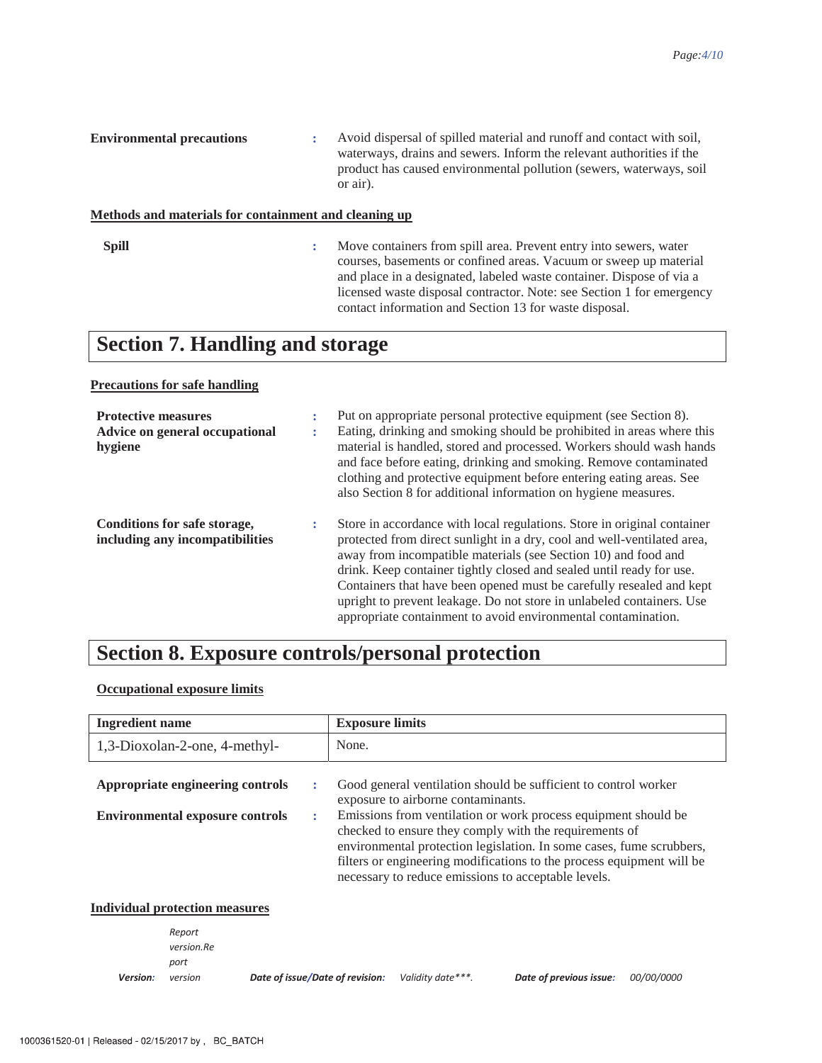**Environmental precautions** : Avoid dispersal of spilled material and runoff and contact with soil, waterways, drains and sewers. Inform the relevant authorities if the product has caused environmental pollution (sewers, waterways, soil or air).

**Methods and materials for containment and cleaning up**

**Spill** : Move containers from spill area. Prevent entry into sewers, water courses, basements or confined areas. Vacuum or sweep up material and place in a designated, labeled waste container. Dispose of via a licensed waste disposal contractor. Note: see Section 1 for emergency contact information and Section 13 for waste disposal.

# Section 7. Handling and storage

**Precautions for safe handling**

**Protective measures** : Put on appropriate personal protective equipment (see Section 8).

**Advice on general occupational hygiene** : Eating, drinking and smoking should be prohibited in areas where this material is handled, stored and processed. Workers should wash hands and face before eating, drinking and smoking. Remove contaminated clothing and protective equipment before entering eating areas. See also Section 8 for additional information on hygiene measures.

**Conditions for safe storage, including any incompatibilities** : Store in accordance with local regulations. Store in original container protected from direct sunlight in a dry, cool and well-ventilated area, away from incompatible materials (see Section 10) and food and drink. Keep container tightly closed and sealed until ready for use. Containers that have been opened must be carefully resealed and kept upright to prevent leakage. Do not store in unlabeled containers. Use appropriate containment to avoid environmental contamination.

# Section 8. Exposure controls/personal protection

**Occupational exposure limits**

| Ingredient name | Exposure limits |
|---|---|
| 1,3-Dioxolan-2-one, 4-methyl- | None. |

**Appropriate engineering controls** : Good general ventilation should be sufficient to control worker exposure to airborne contaminants.

**Environmental exposure controls** : Emissions from ventilation or work process equipment should be checked to ensure they comply with the requirements of environmental protection legislation. In some cases, fume scrubbers, filters or engineering modifications to the process equipment will be necessary to reduce emissions to acceptable levels.

**Individual protection measures**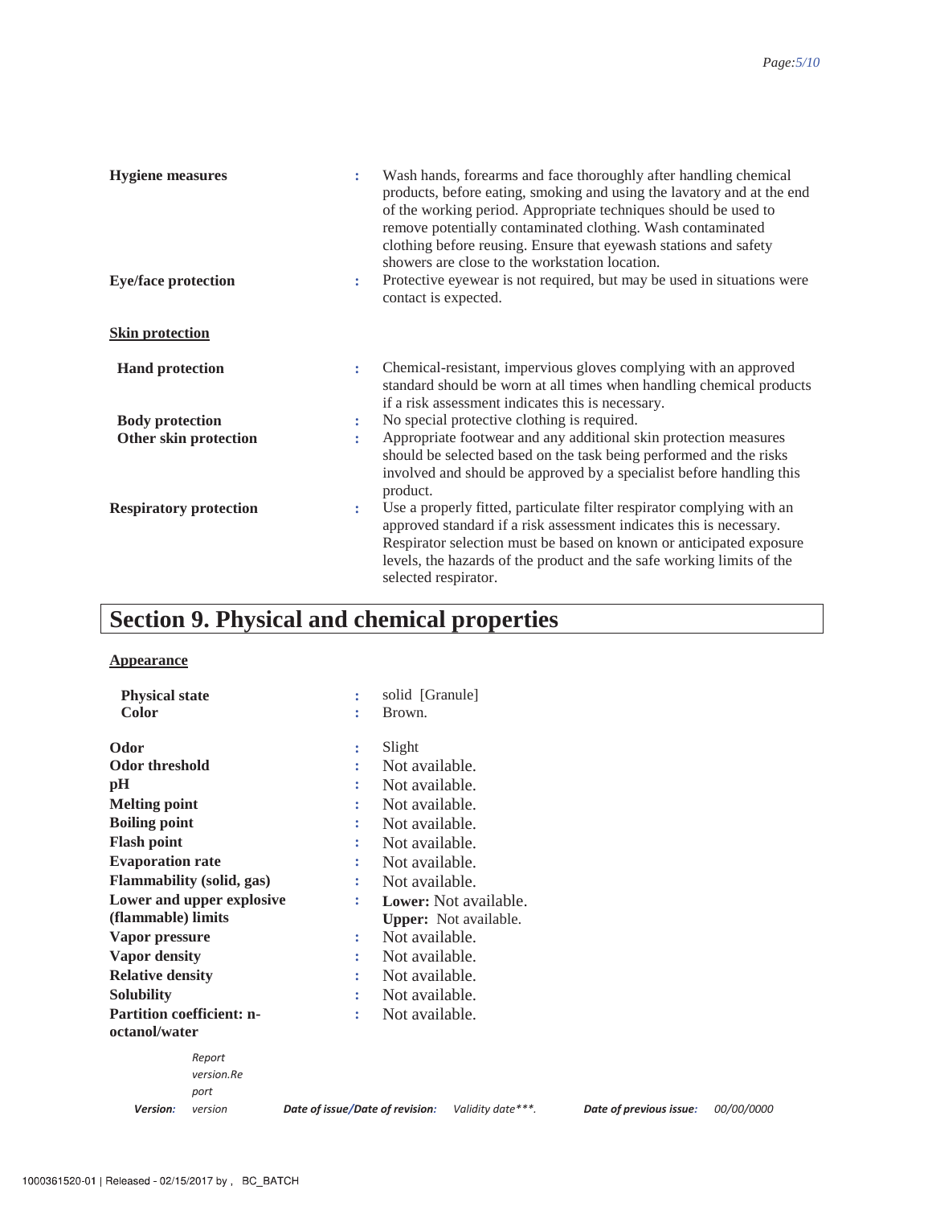**Hygiene measures** : Wash hands, forearms and face thoroughly after handling chemical products, before eating, smoking and using the lavatory and at the end of the working period. Appropriate techniques should be used to remove potentially contaminated clothing. Wash contaminated clothing before reusing. Ensure that eyewash stations and safety showers are close to the workstation location.

**Eye/face protection** : Protective eyewear is not required, but may be used in situations were contact is expected.

**Skin protection**

**Hand protection** : Chemical-resistant, impervious gloves complying with an approved standard should be worn at all times when handling chemical products if a risk assessment indicates this is necessary.

**Body protection** : No special protective clothing is required.

**Other skin protection** : Appropriate footwear and any additional skin protection measures should be selected based on the task being performed and the risks involved and should be approved by a specialist before handling this product.

**Respiratory protection** : Use a properly fitted, particulate filter respirator complying with an approved standard if a risk assessment indicates this is necessary. Respirator selection must be based on known or anticipated exposure levels, the hazards of the product and the safe working limits of the selected respirator.

# Section 9. Physical and chemical properties

**Appearance**

| | | |
|---|---|---|
| **Physical state** | : | solid [Granule] |
| **Color** | : | Brown. |
| **Odor** | : | Slight |
| **Odor threshold** | : | Not available. |
| **pH** | : | Not available. |
| **Melting point** | : | Not available. |
| **Boiling point** | : | Not available. |
| **Flash point** | : | Not available. |
| **Evaporation rate** | : | Not available. |
| **Flammability (solid, gas)** | : | Not available. |
| **Lower and upper explosive (flammable) limits** | : | **Lower:** Not available.<br>**Upper:** Not available. |
| **Vapor pressure** | : | Not available. |
| **Vapor density** | : | Not available. |
| **Relative density** | : | Not available. |
| **Solubility** | : | Not available. |
| **Partition coefficient: n-octanol/water** | : | Not available. |

*Version:* *Report version.Report version* *Date of issue/Date of revision:* *Validity date\*\*\*.* *Date of previous issue:* *00/00/0000*

1000361520-01 | Released - 02/15/2017 by , BC_BATCH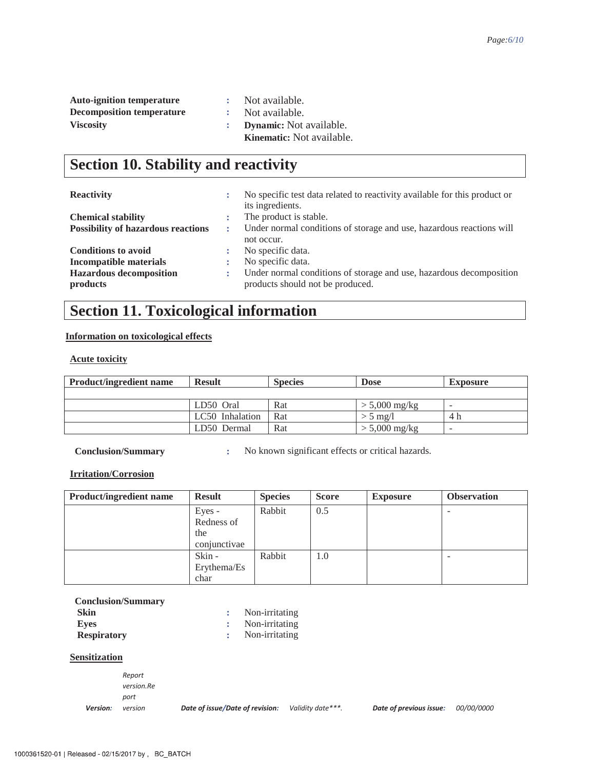**Auto-ignition temperature** : Not available.
**Decomposition temperature** : Not available.
**Viscosity** : **Dynamic:** Not available.
**Kinematic:** Not available.

## Section 10. Stability and reactivity

**Reactivity** : No specific test data related to reactivity available for this product or its ingredients.
**Chemical stability** : The product is stable.
**Possibility of hazardous reactions** : Under normal conditions of storage and use, hazardous reactions will not occur.
**Conditions to avoid** : No specific data.
**Incompatible materials** : No specific data.
**Hazardous decomposition products** : Under normal conditions of storage and use, hazardous decomposition products should not be produced.

## Section 11. Toxicological information

**Information on toxicological effects**

**Acute toxicity**

| Product/ingredient name | Result | Species | Dose | Exposure |
|---|---|---|---|---|
| | | | | |
| | LD50 Oral | Rat | > 5,000 mg/kg | - |
| | LC50 Inhalation | Rat | > 5 mg/l | 4 h |
| | LD50 Dermal | Rat | > 5,000 mg/kg | - |

**Conclusion/Summary** : No known significant effects or critical hazards.

**Irritation/Corrosion**

| Product/ingredient name | Result | Species | Score | Exposure | Observation |
|---|---|---|---|---|---|
| | Eyes - Redness of the conjunctivae | Rabbit | 0.5 | | - |
| | Skin - Erythema/Eschar | Rabbit | 1.0 | | - |

**Conclusion/Summary**
**Skin** : Non-irritating
**Eyes** : Non-irritating
**Respiratory** : Non-irritating

**Sensitization**

***Version:*** *Report version.Report version* ***Date of issue/Date of revision:*** *Validity date\*\*\*.* ***Date of previous issue:*** *00/00/0000*

1000361520-01 | Released - 02/15/2017 by , BC_BATCH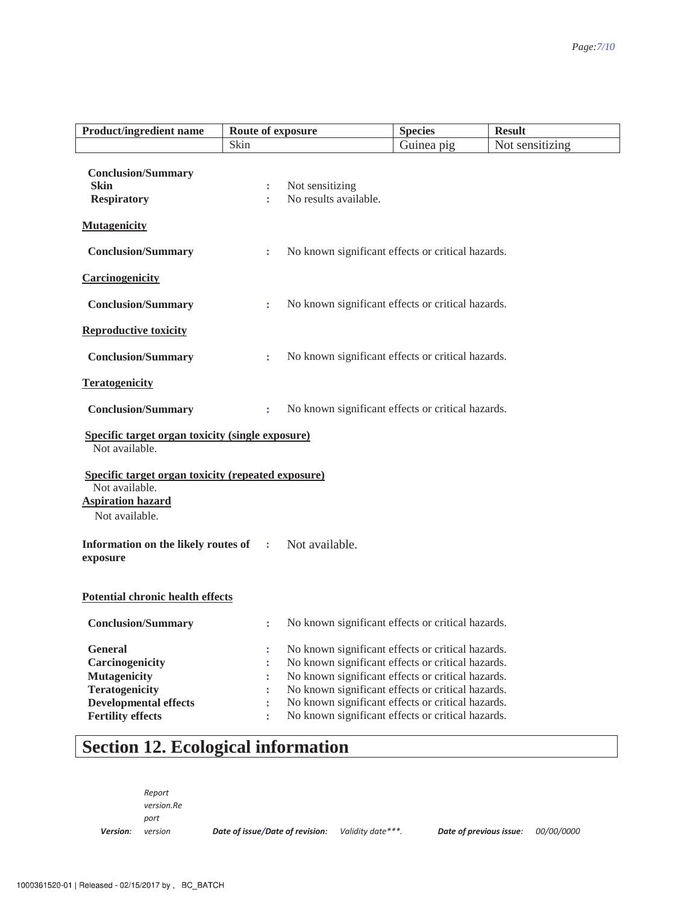| Product/ingredient name | Route of exposure | Species | Result |
| --- | --- | --- | --- |
| | Skin | Guinea pig | Not sensitizing |

**Conclusion/Summary**

**Skin** : Not sensitizing

**Respiratory** : No results available.

**Mutagenicity**

**Conclusion/Summary** : No known significant effects or critical hazards.

**Carcinogenicity**

**Conclusion/Summary** : No known significant effects or critical hazards.

**Reproductive toxicity**

**Conclusion/Summary** : No known significant effects or critical hazards.

**Teratogenicity**

**Conclusion/Summary** : No known significant effects or critical hazards.

**Specific target organ toxicity (single exposure)**

Not available.

**Specific target organ toxicity (repeated exposure)**

Not available.

**Aspiration hazard**

Not available.

**Information on the likely routes of exposure** : Not available.

**Potential chronic health effects**

**Conclusion/Summary** : No known significant effects or critical hazards.

**General** : No known significant effects or critical hazards.
**Carcinogenicity** : No known significant effects or critical hazards.
**Mutagenicity** : No known significant effects or critical hazards.
**Teratogenicity** : No known significant effects or critical hazards.
**Developmental effects** : No known significant effects or critical hazards.
**Fertility effects** : No known significant effects or critical hazards.

# Section 12. Ecological information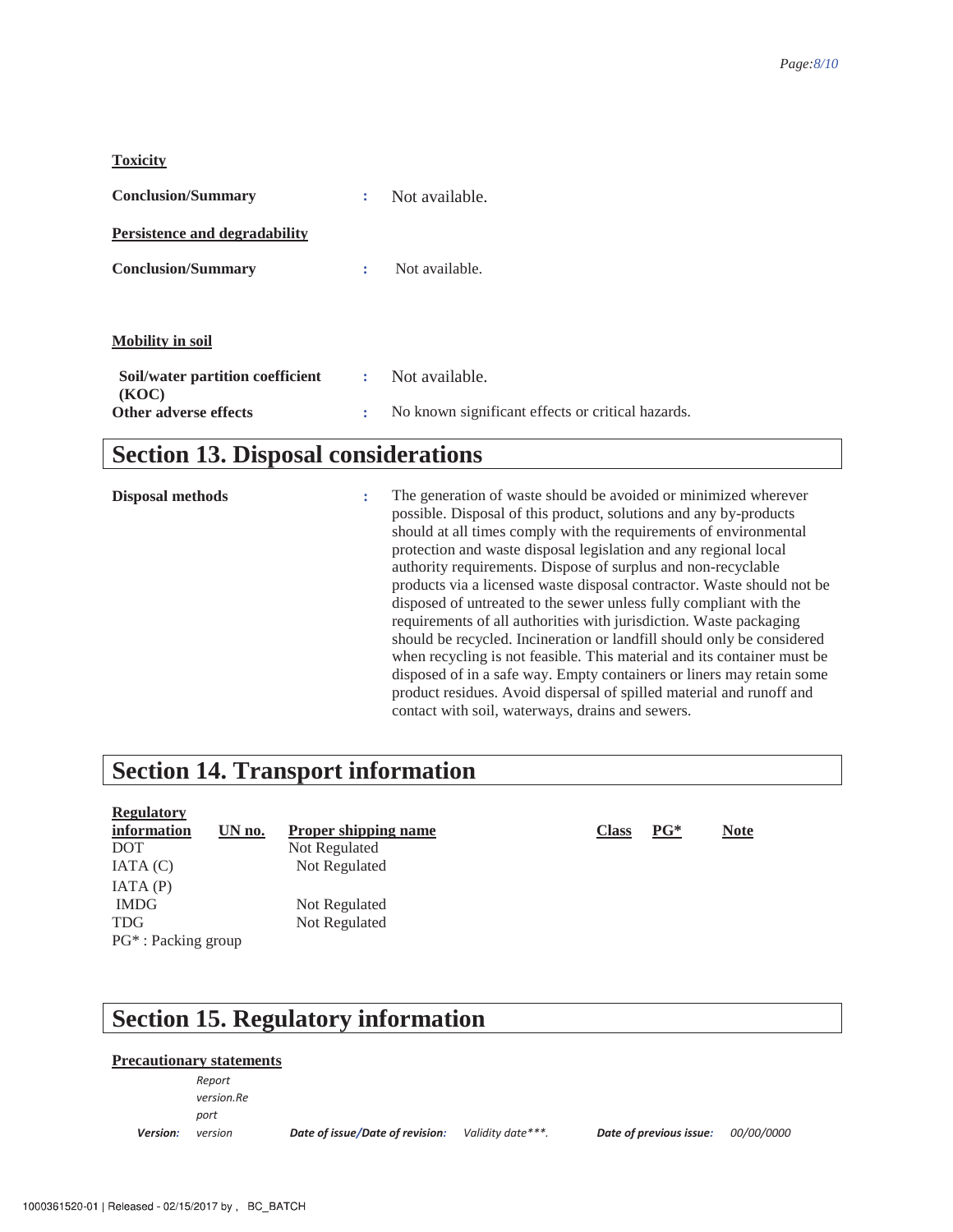**Toxicity**

**Conclusion/Summary** : Not available.

**Persistence and degradability**

**Conclusion/Summary** : Not available.

**Mobility in soil**

**Soil/water partition coefficient (KOC)** : Not available.

**Other adverse effects** : No known significant effects or critical hazards.

## Section 13. Disposal considerations

**Disposal methods** : The generation of waste should be avoided or minimized wherever possible. Disposal of this product, solutions and any by-products should at all times comply with the requirements of environmental protection and waste disposal legislation and any regional local authority requirements. Dispose of surplus and non-recyclable products via a licensed waste disposal contractor. Waste should not be disposed of untreated to the sewer unless fully compliant with the requirements of all authorities with jurisdiction. Waste packaging should be recycled. Incineration or landfill should only be considered when recycling is not feasible. This material and its container must be disposed of in a safe way. Empty containers or liners may retain some product residues. Avoid dispersal of spilled material and runoff and contact with soil, waterways, drains and sewers.

## Section 14. Transport information

| Regulatory information | UN no. | Proper shipping name | Class | PG* | Note |
|---|---|---|---|---|---|
| DOT | | Not Regulated | | | |
| IATA (C) | | Not Regulated | | | |
| IATA (P) | | | | | |
| IMDG | | Not Regulated | | | |
| TDG | | Not Regulated | | | |

PG* : Packing group

## Section 15. Regulatory information

**Precautionary statements**

| *Version:* | *Report version.Report version* | *Date of issue/Date of revision:* | *Validity date\*\*\*.* | *Date of previous issue:* | *00/00/0000* |
|---|---|---|---|---|---|

1000361520-01 | Released - 02/15/2017 by , BC_BATCH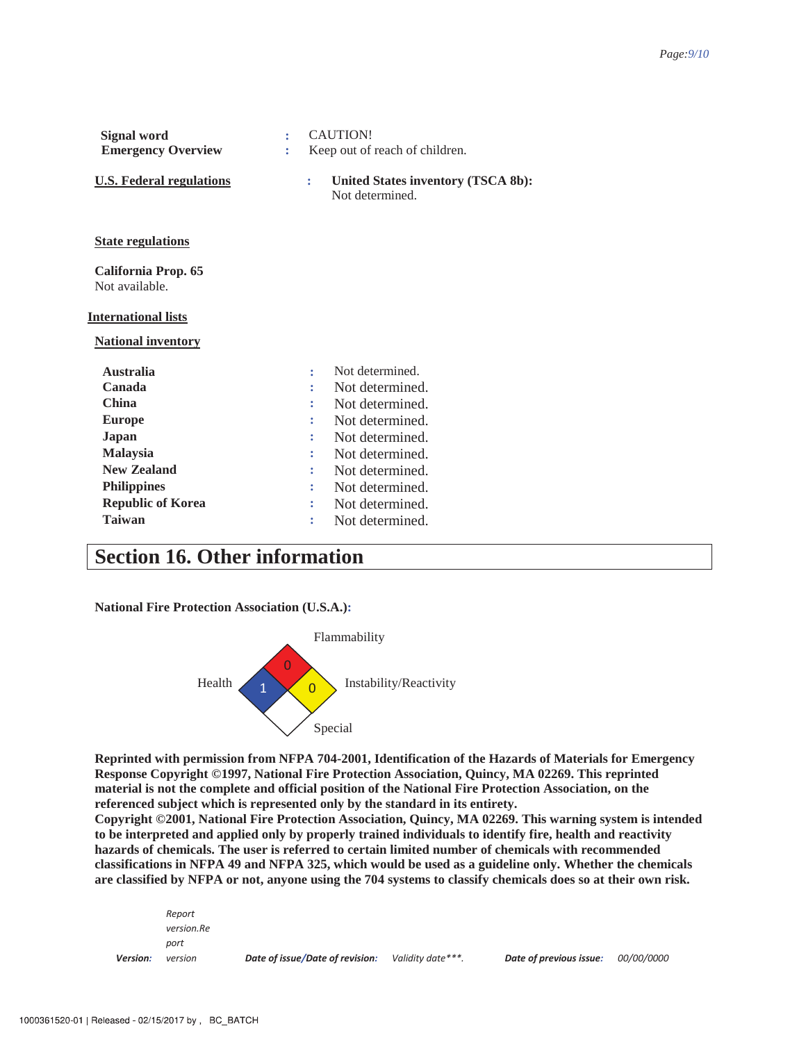**Signal word** : CAUTION!
**Emergency Overview** : Keep out of reach of children.

**U.S. Federal regulations** : **United States inventory (TSCA 8b):** Not determined.

**State regulations**

**California Prop. 65**
Not available.

**International lists**

**National inventory**

| | | |
|---|---|---|
| **Australia** | : | Not determined. |
| **Canada** | : | Not determined. |
| **China** | : | Not determined. |
| **Europe** | : | Not determined. |
| **Japan** | : | Not determined. |
| **Malaysia** | : | Not determined. |
| **New Zealand** | : | Not determined. |
| **Philippines** | : | Not determined. |
| **Republic of Korea** | : | Not determined. |
| **Taiwan** | : | Not determined. |

## Section 16. Other information

**National Fire Protection Association (U.S.A.):**

Flammability: 0
Health: 1
Instability/Reactivity: 0
Special:

**Reprinted with permission from NFPA 704-2001, Identification of the Hazards of Materials for Emergency Response Copyright ©1997, National Fire Protection Association, Quincy, MA 02269. This reprinted material is not the complete and official position of the National Fire Protection Association, on the referenced subject which is represented only by the standard in its entirety.**
**Copyright ©2001, National Fire Protection Association, Quincy, MA 02269. This warning system is intended to be interpreted and applied only by properly trained individuals to identify fire, health and reactivity hazards of chemicals. The user is referred to certain limited number of chemicals with recommended classifications in NFPA 49 and NFPA 325, which would be used as a guideline only. Whether the chemicals are classified by NFPA or not, anyone using the 704 systems to classify chemicals does so at their own risk.**

***Version:*** *Report version.Report version* ***Date of issue/Date of revision:*** *Validity date***.* ***Date of previous issue:*** *00/00/0000*

1000361520-01 | Released - 02/15/2017 by , BC_BATCH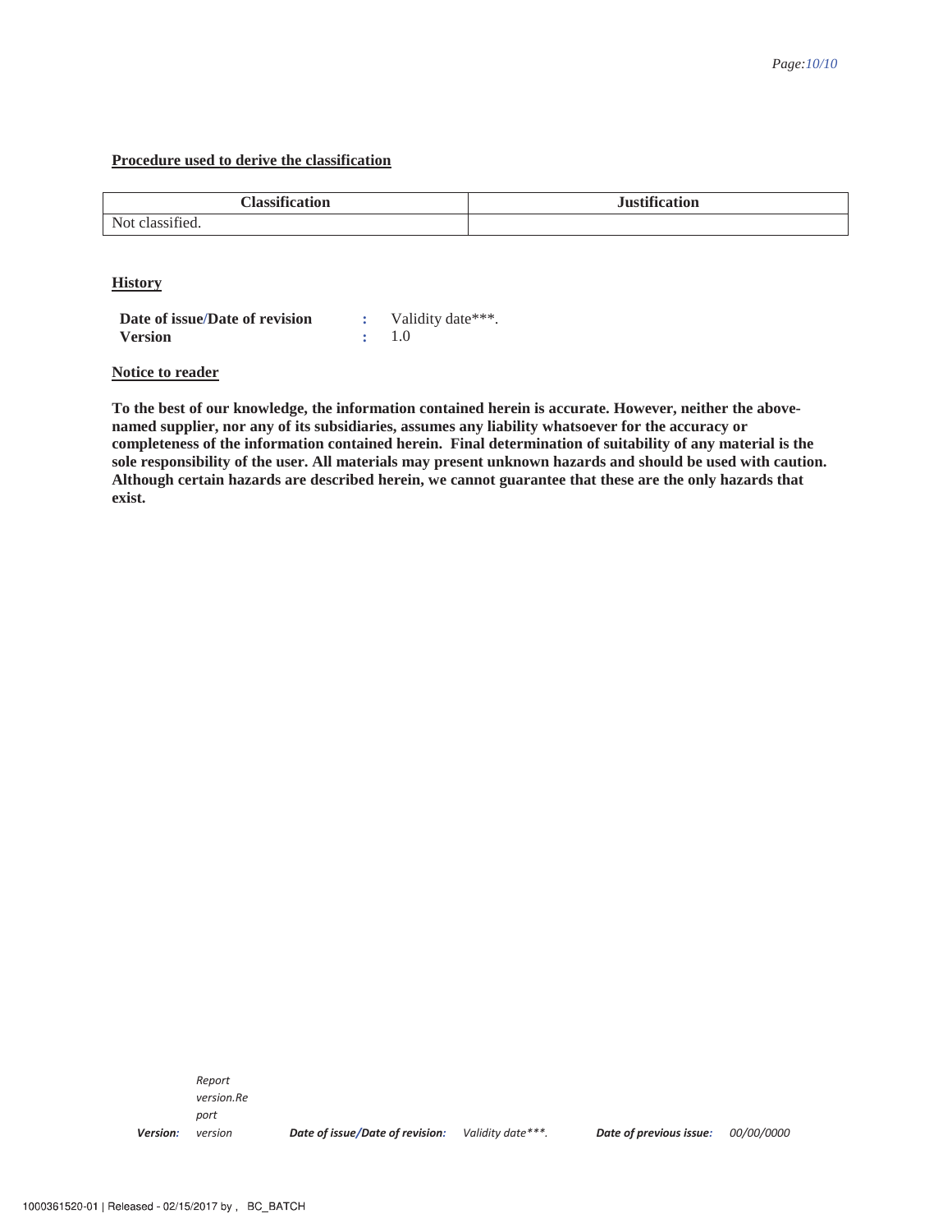**Procedure used to derive the classification**

| Classification | Justification |
|---|---|
| Not classified. | |

**History**

| | | |
|---|---|---|
| **Date of issue/Date of revision** | : | Validity date***. |
| **Version** | : | 1.0 |

**Notice to reader**

**To the best of our knowledge, the information contained herein is accurate. However, neither the above-named supplier, nor any of its subsidiaries, assumes any liability whatsoever for the accuracy or completeness of the information contained herein. Final determination of suitability of any material is the sole responsibility of the user. All materials may present unknown hazards and should be used with caution. Although certain hazards are described herein, we cannot guarantee that these are the only hazards that exist.**